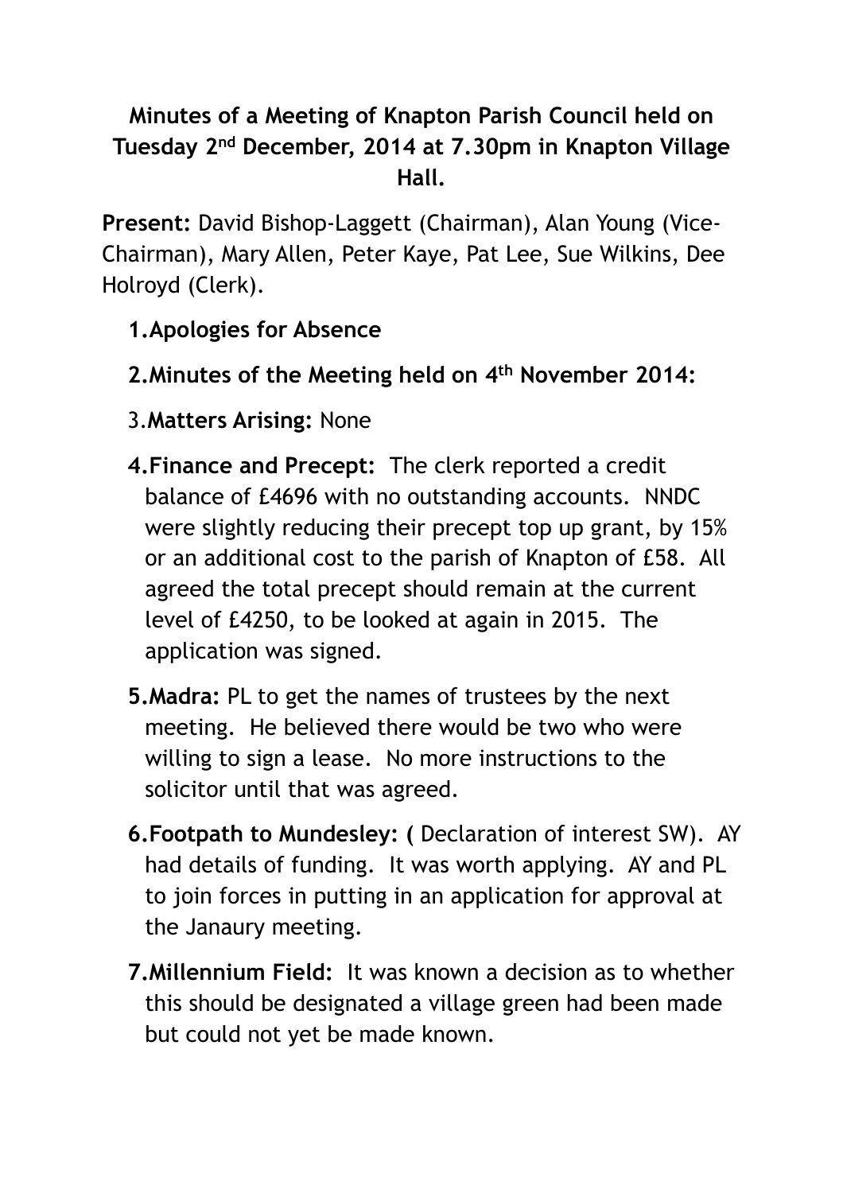**Minutes of a Meeting of Knapton Parish Council held on Tuesday 2nd December, 2014 at 7.30pm in Knapton Village Hall.**

**Present:** David Bishop-Laggett (Chairman), Alan Young (Vice-Chairman), Mary Allen, Peter Kaye, Pat Lee, Sue Wilkins, Dee Holroyd (Clerk).

1. **Apologies for Absence**
2. **Minutes of the Meeting held on 4th November 2014:**
3. **Matters Arising:** None
4. **Finance and Precept:** The clerk reported a credit balance of £4696 with no outstanding accounts. NNDC were slightly reducing their precept top up grant, by 15% or an additional cost to the parish of Knapton of £58. All agreed the total precept should remain at the current level of £4250, to be looked at again in 2015. The application was signed.
5. **Madra:** PL to get the names of trustees by the next meeting. He believed there would be two who were willing to sign a lease. No more instructions to the solicitor until that was agreed.
6. **Footpath to Mundesley: (** Declaration of interest SW). AY had details of funding. It was worth applying. AY and PL to join forces in putting in an application for approval at the Janaury meeting.
7. **Millennium Field:** It was known a decision as to whether this should be designated a village green had been made but could not yet be made known.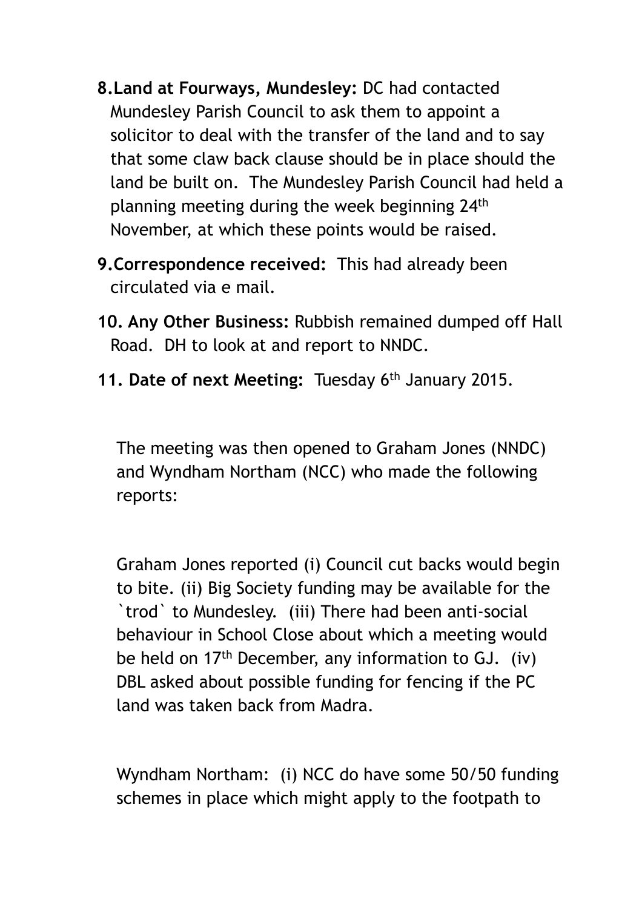8. **Land at Fourways, Mundesley:** DC had contacted Mundesley Parish Council to ask them to appoint a solicitor to deal with the transfer of the land and to say that some claw back clause should be in place should the land be built on. The Mundesley Parish Council had held a planning meeting during the week beginning 24th November, at which these points would be raised.

9. **Correspondence received:** This had already been circulated via e mail.

10. **Any Other Business:** Rubbish remained dumped off Hall Road. DH to look at and report to NNDC.

11. **Date of next Meeting:** Tuesday 6th January 2015.

The meeting was then opened to Graham Jones (NNDC) and Wyndham Northam (NCC) who made the following reports:

Graham Jones reported (i) Council cut backs would begin to bite. (ii) Big Society funding may be available for the `trod` to Mundesley. (iii) There had been anti-social behaviour in School Close about which a meeting would be held on 17th December, any information to GJ. (iv) DBL asked about possible funding for fencing if the PC land was taken back from Madra.

Wyndham Northam: (i) NCC do have some 50/50 funding schemes in place which might apply to the footpath to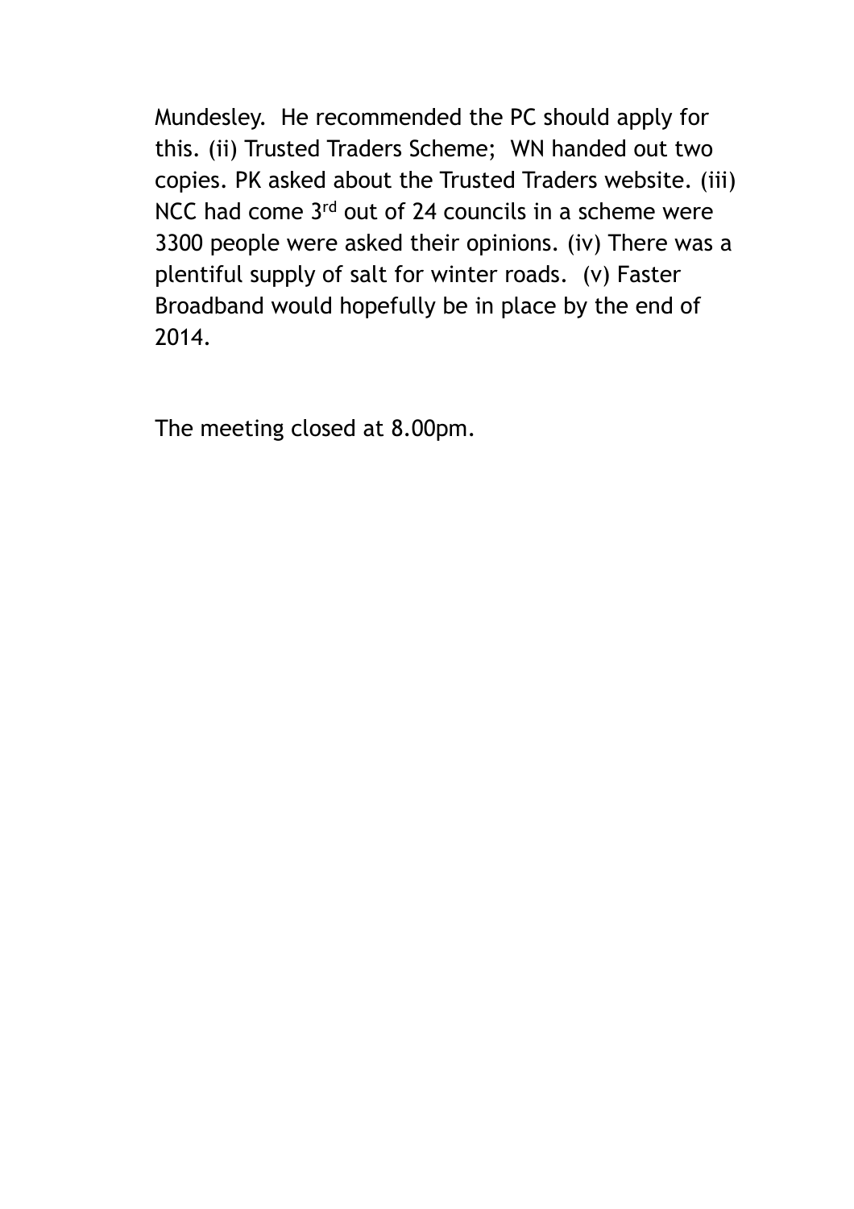Mundesley. He recommended the PC should apply for this. (ii) Trusted Traders Scheme; WN handed out two copies. PK asked about the Trusted Traders website. (iii) NCC had come 3rd out of 24 councils in a scheme were 3300 people were asked their opinions. (iv) There was a plentiful supply of salt for winter roads. (v) Faster Broadband would hopefully be in place by the end of 2014.

The meeting closed at 8.00pm.